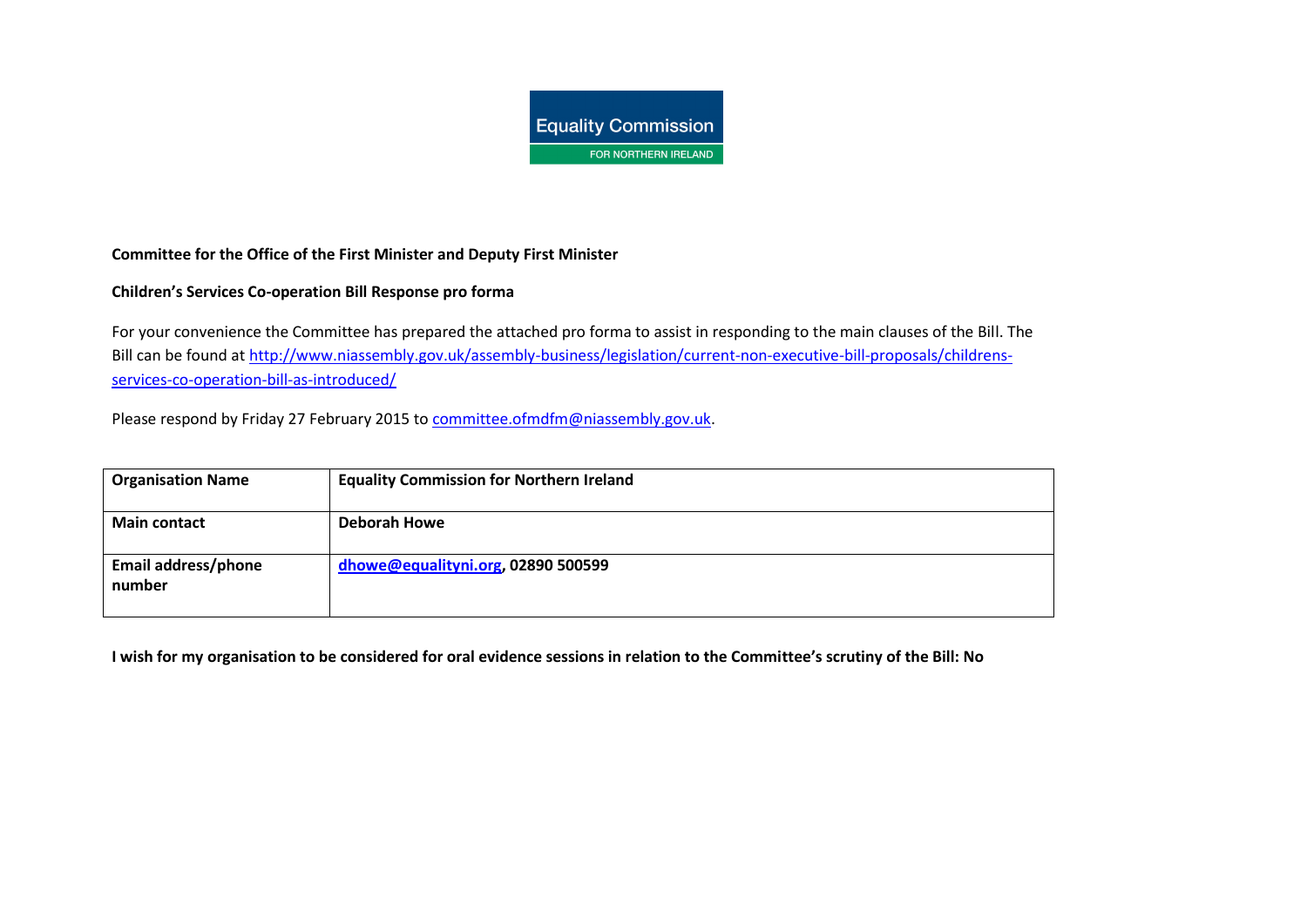Equality Commission

FOR NORTHERN IRELAND

**Committee for the Office of the First Minister and Deputy First Minister**

**Children's Services Co-operation Bill Response pro forma**

For your convenience the Committee has prepared the attached pro forma to assist in responding to the main clauses of the Bill. The Bill can be found at http://www.niassembly.gov.uk/assembly-business/legislation/current-non-executive-bill-proposals/childrens-services-co-operation-bill-as-introduced/

Please respond by Friday 27 February 2015 to committee.ofmdfm@niassembly.gov.uk.

| **Organisation Name** | **Equality Commission for Northern Ireland** |
|---|---|
| **Main contact** | **Deborah Howe** |
| **Email address/phone number** | **dhowe@equalityni.org, 02890 500599** |

**I wish for my organisation to be considered for oral evidence sessions in relation to the Committee's scrutiny of the Bill: No**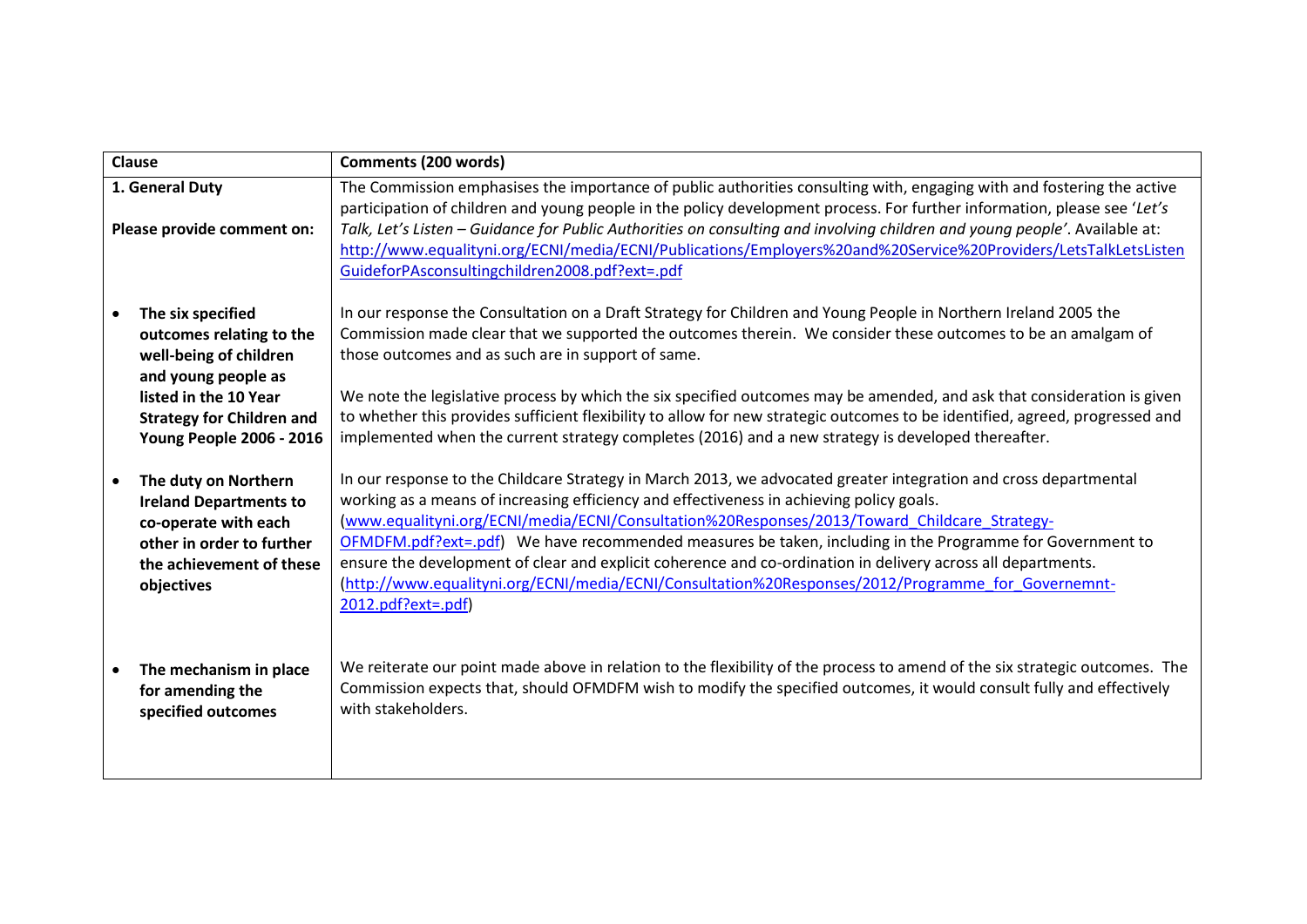| Clause | Comments (200 words) |
|---|---|
| **1. General Duty**<br><br>**Please provide comment on:** | The Commission emphasises the importance of public authorities consulting with, engaging with and fostering the active participation of children and young people in the policy development process. For further information, please see '*Let's Talk, Let's Listen – Guidance for Public Authorities on consulting and involving children and young people'*. Available at: http://www.equalityni.org/ECNI/media/ECNI/Publications/Employers%20and%20Service%20Providers/LetsTalkLetsListenGuideforPAsconsultingchildren2008.pdf?ext=.pdf |
| • **The six specified outcomes relating to the well-being of children and young people as listed in the 10 Year Strategy for Children and Young People 2006 - 2016** | In our response the Consultation on a Draft Strategy for Children and Young People in Northern Ireland 2005 the Commission made clear that we supported the outcomes therein. We consider these outcomes to be an amalgam of those outcomes and as such are in support of same.<br><br>We note the legislative process by which the six specified outcomes may be amended, and ask that consideration is given to whether this provides sufficient flexibility to allow for new strategic outcomes to be identified, agreed, progressed and implemented when the current strategy completes (2016) and a new strategy is developed thereafter. |
| • **The duty on Northern Ireland Departments to co-operate with each other in order to further the achievement of these objectives** | In our response to the Childcare Strategy in March 2013, we advocated greater integration and cross departmental working as a means of increasing efficiency and effectiveness in achieving policy goals. (www.equalityni.org/ECNI/media/ECNI/Consultation%20Responses/2013/Toward_Childcare_Strategy-OFMDFM.pdf?ext=.pdf) We have recommended measures be taken, including in the Programme for Government to ensure the development of clear and explicit coherence and co-ordination in delivery across all departments. (http://www.equalityni.org/ECNI/media/ECNI/Consultation%20Responses/2012/Programme_for_Governemnt-2012.pdf?ext=.pdf) |
| • **The mechanism in place for amending the specified outcomes** | We reiterate our point made above in relation to the flexibility of the process to amend of the six strategic outcomes. The Commission expects that, should OFMDFM wish to modify the specified outcomes, it would consult fully and effectively with stakeholders. |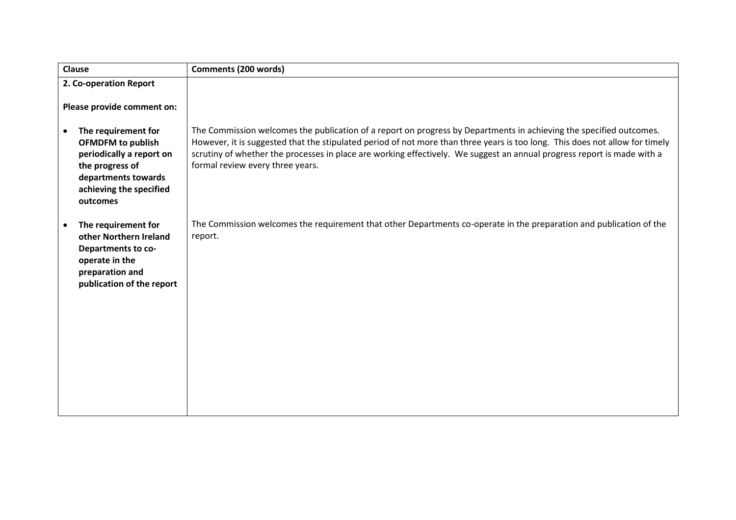| Clause | Comments (200 words) |
| --- | --- |
| **2. Co-operation Report**<br><br>**Please provide comment on:** | |
| • **The requirement for OFMDFM to publish periodically a report on the progress of departments towards achieving the specified outcomes** | The Commission welcomes the publication of a report on progress by Departments in achieving the specified outcomes. However, it is suggested that the stipulated period of not more than three years is too long. This does not allow for timely scrutiny of whether the processes in place are working effectively. We suggest an annual progress report is made with a formal review every three years. |
| • **The requirement for other Northern Ireland Departments to co-operate in the preparation and publication of the report** | The Commission welcomes the requirement that other Departments co-operate in the preparation and publication of the report. |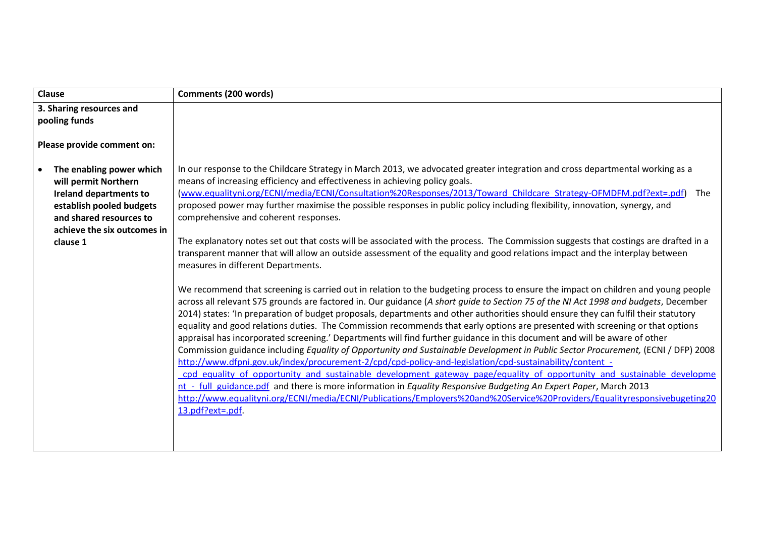| Clause | Comments (200 words) |
|---|---|
| **3. Sharing resources and pooling funds**<br><br>**Please provide comment on:** | |
| • **The enabling power which will permit Northern Ireland departments to establish pooled budgets and shared resources to achieve the six outcomes in clause 1** | In our response to the Childcare Strategy in March 2013, we advocated greater integration and cross departmental working as a means of increasing efficiency and effectiveness in achieving policy goals. (www.equalityni.org/ECNI/media/ECNI/Consultation%20Responses/2013/Toward_Childcare_Strategy-OFMDFM.pdf?ext=.pdf) The proposed power may further maximise the possible responses in public policy including flexibility, innovation, synergy, and comprehensive and coherent responses.<br><br>The explanatory notes set out that costs will be associated with the process. The Commission suggests that costings are drafted in a transparent manner that will allow an outside assessment of the equality and good relations impact and the interplay between measures in different Departments.<br><br>We recommend that screening is carried out in relation to the budgeting process to ensure the impact on children and young people across all relevant S75 grounds are factored in. Our guidance (*A short guide to Section 75 of the NI Act 1998 and budgets*, December 2014) states: 'In preparation of budget proposals, departments and other authorities should ensure they can fulfil their statutory equality and good relations duties. The Commission recommends that early options are presented with screening or that options appraisal has incorporated screening.' Departments will find further guidance in this document and will be aware of other Commission guidance including *Equality of Opportunity and Sustainable Development in Public Sector Procurement,* (ECNI / DFP) 2008 http://www.dfpni.gov.uk/index/procurement-2/cpd/cpd-policy-and-legislation/cpd-sustainability/content_-_cpd_equality_of_opportunity_and_sustainable_development_gateway_page/equality_of_opportunity_and_sustainable_development_-_full_guidance.pdf and there is more information in *Equality Responsive Budgeting An Expert Paper*, March 2013 http://www.equalityni.org/ECNI/media/ECNI/Publications/Employers%20and%20Service%20Providers/Equalityresponsivebugeting2013.pdf?ext=.pdf. |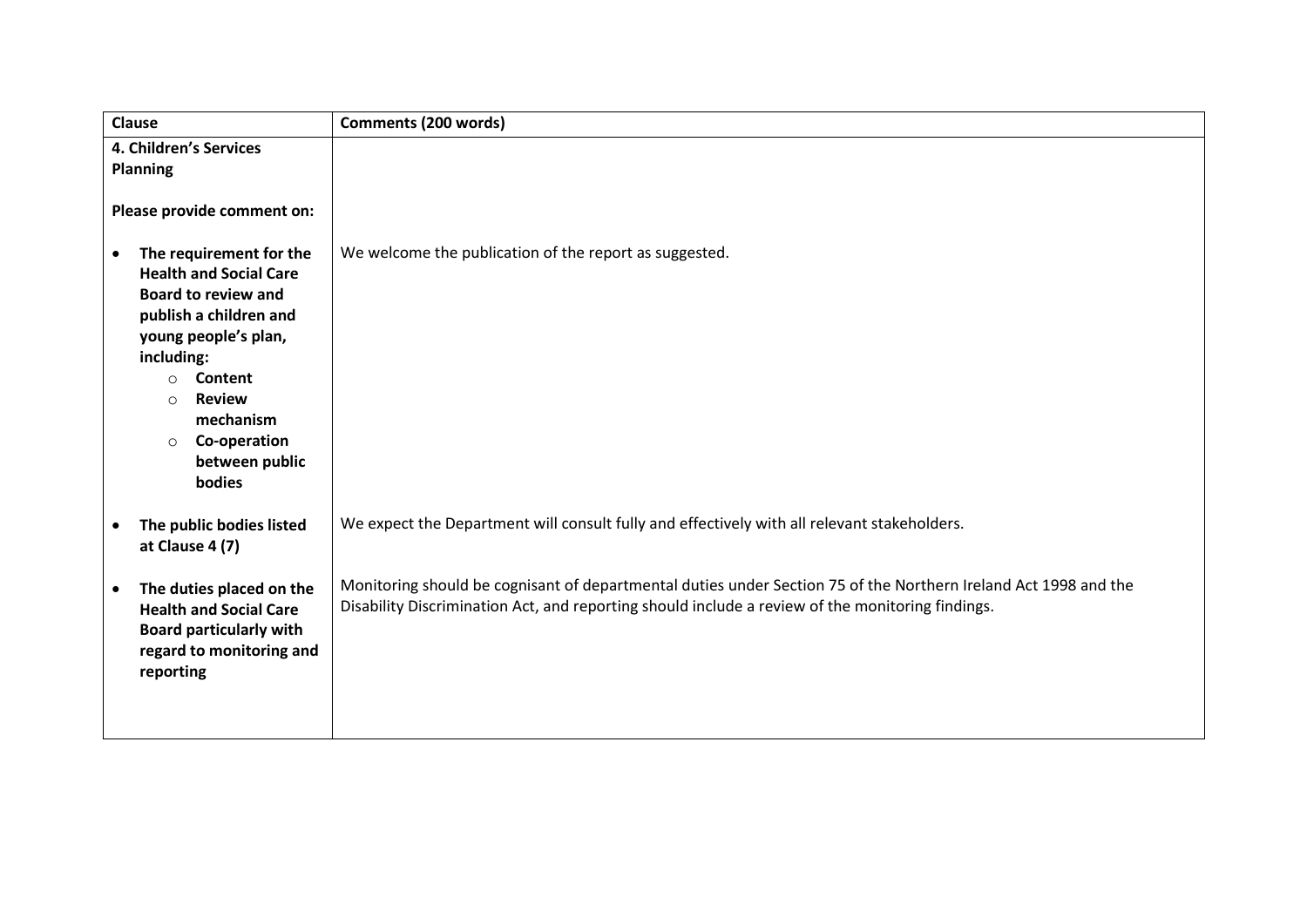| Clause | Comments (200 words) |
| --- | --- |
| **4. Children's Services Planning**<br><br>**Please provide comment on:** | |
| • **The requirement for the Health and Social Care Board to review and publish a children and young people's plan, including:**<br>  ○ **Content**<br>  ○ **Review mechanism**<br>  ○ **Co-operation between public bodies** | We welcome the publication of the report as suggested. |
| • **The public bodies listed at Clause 4 (7)** | We expect the Department will consult fully and effectively with all relevant stakeholders. |
| • **The duties placed on the Health and Social Care Board particularly with regard to monitoring and reporting** | Monitoring should be cognisant of departmental duties under Section 75 of the Northern Ireland Act 1998 and the Disability Discrimination Act, and reporting should include a review of the monitoring findings. |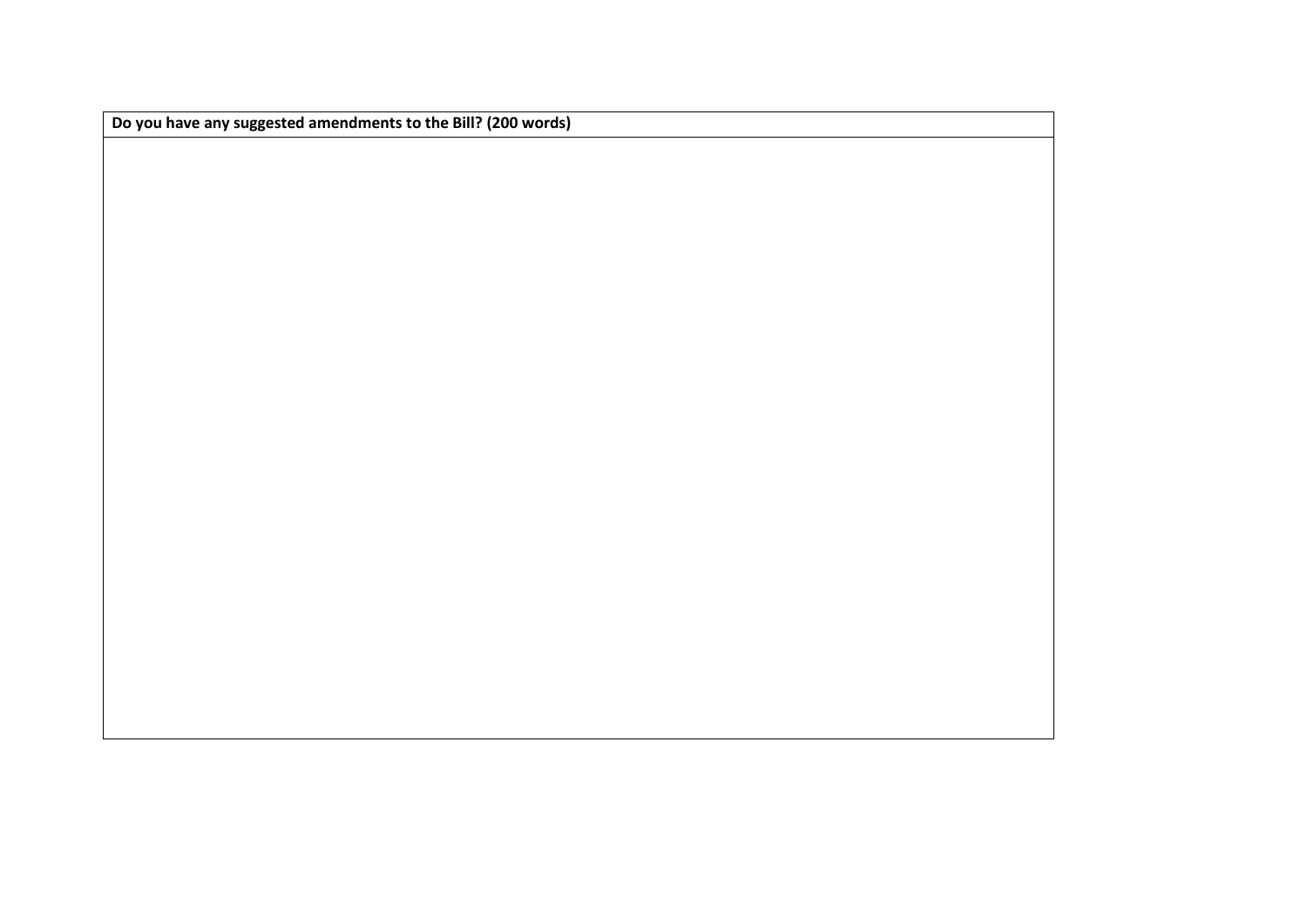| **Do you have any suggested amendments to the Bill? (200 words)** |
| --- |
| |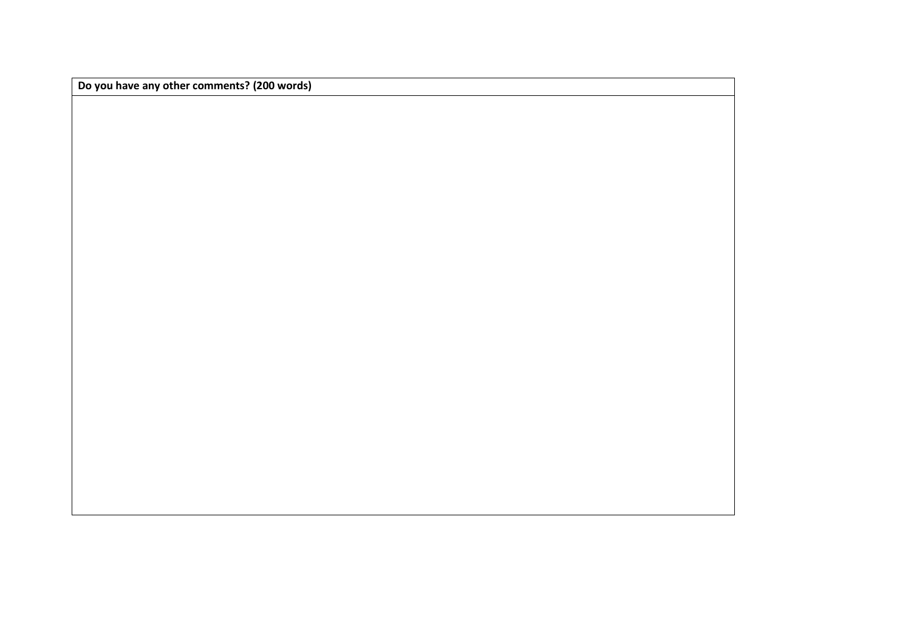| **Do you have any other comments? (200 words)** |
| --- |
| |